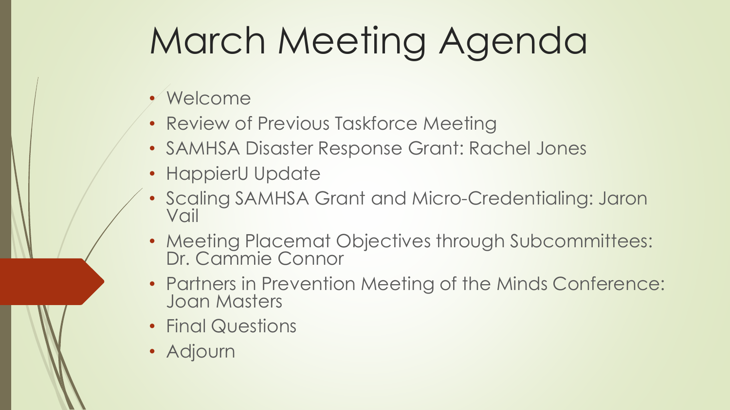# March Meeting Agenda

- Welcome
- Review of Previous Taskforce Meeting
- SAMHSA Disaster Response Grant: Rachel Jones
- HappierU Update
- Scaling SAMHSA Grant and Micro-Credentialing: Jaron Vail
- Meeting Placemat Objectives through Subcommittees: Dr. Cammie Connor
- Partners in Prevention Meeting of the Minds Conference: Joan Masters
- Final Questions
- Adjourn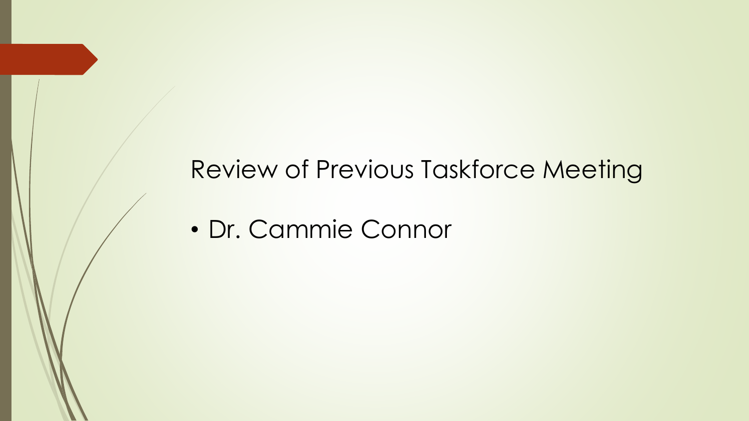# Review of Previous Taskforce Meeting

- Dr. Cammie Connor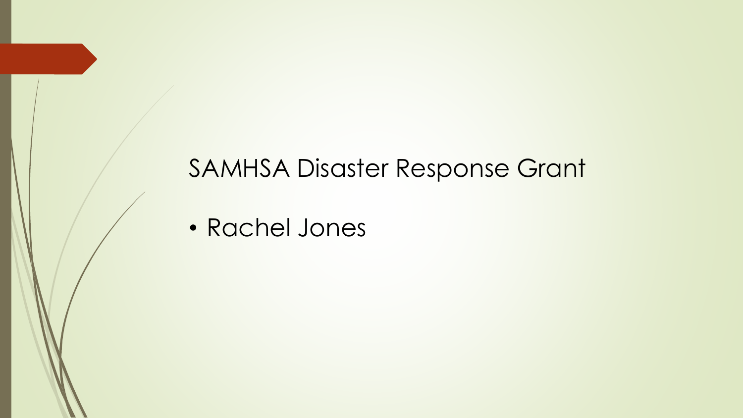# SAMHSA Disaster Response Grant

- Rachel Jones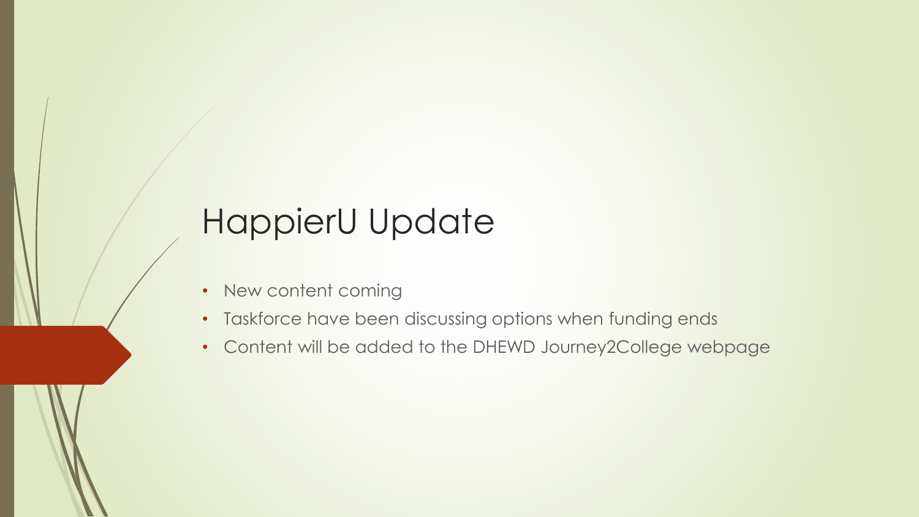# HappierU Update

- New content coming
- Taskforce have been discussing options when funding ends
- Content will be added to the DHEWD Journey2College webpage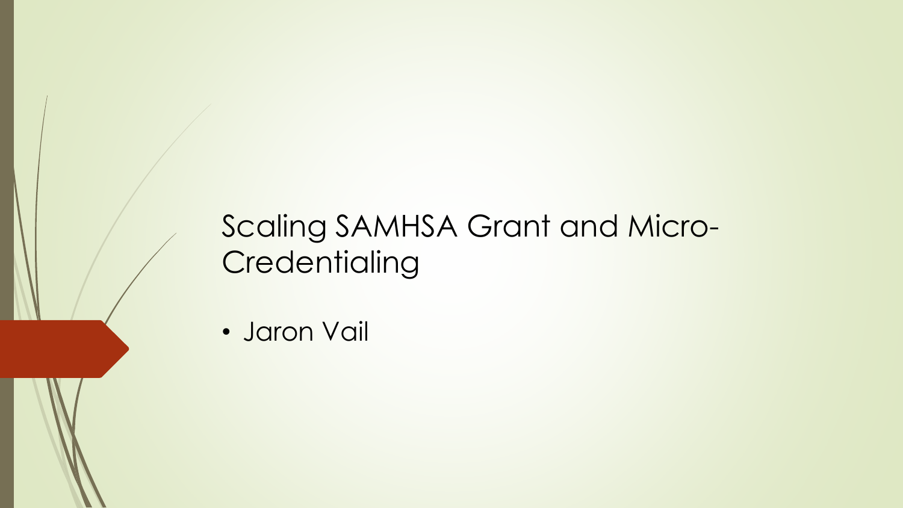# Scaling SAMHSA Grant and Micro-Credentialing

- Jaron Vail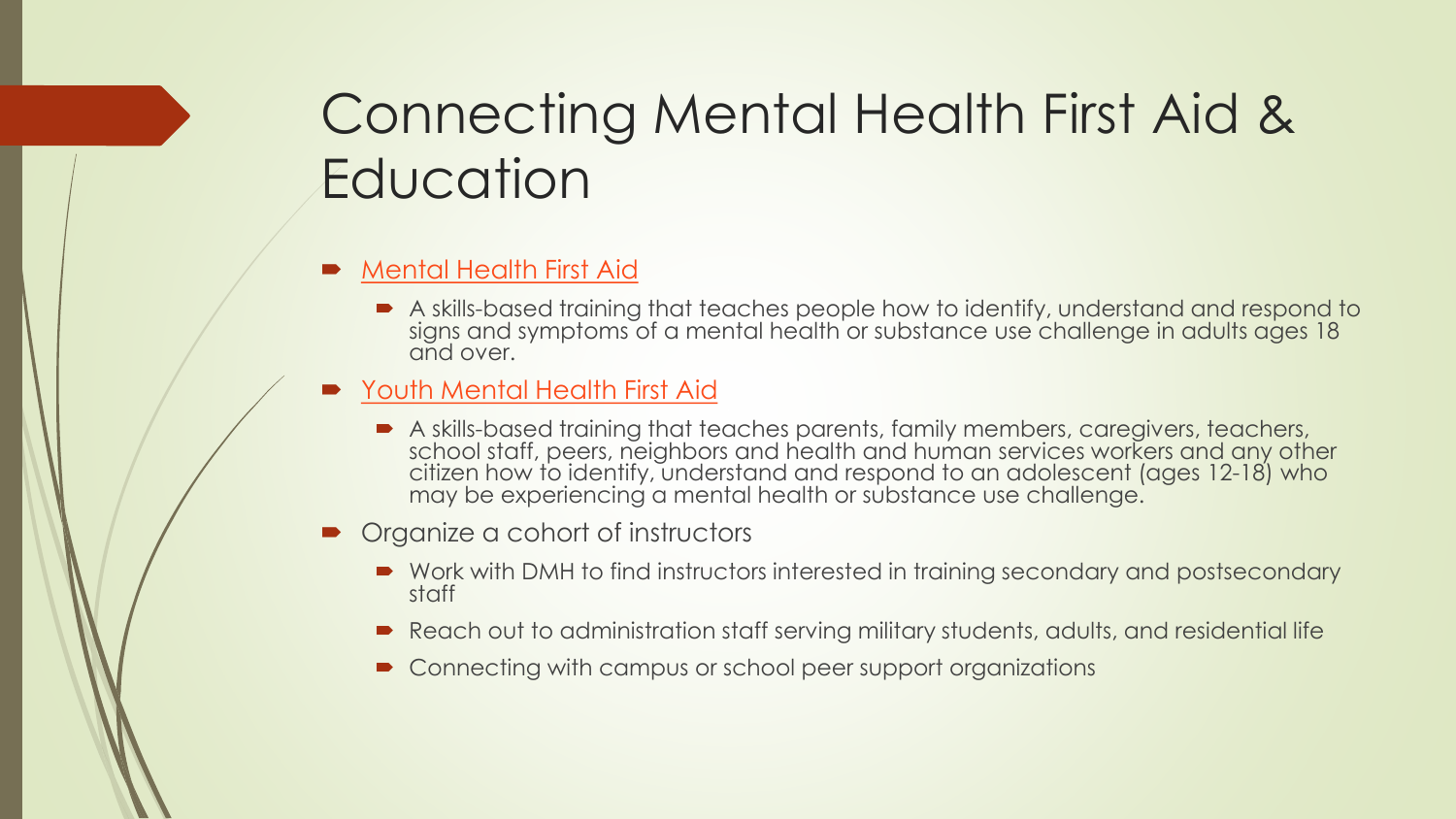# Connecting Mental Health First Aid & Education

- Mental Health First Aid
  - A skills-based training that teaches people how to identify, understand and respond to signs and symptoms of a mental health or substance use challenge in adults ages 18 and over.
- Youth Mental Health First Aid
  - A skills-based training that teaches parents, family members, caregivers, teachers, school staff, peers, neighbors and health and human services workers and any other citizen how to identify, understand and respond to an adolescent (ages 12-18) who may be experiencing a mental health or substance use challenge.
- Organize a cohort of instructors
  - Work with DMH to find instructors interested in training secondary and postsecondary staff
  - Reach out to administration staff serving military students, adults, and residential life
  - Connecting with campus or school peer support organizations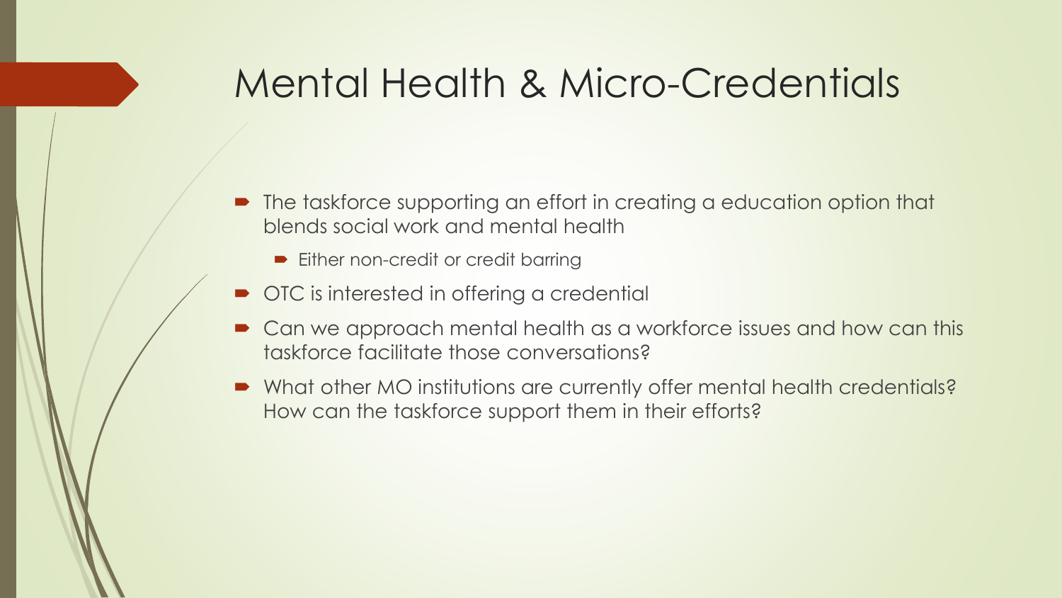# Mental Health & Micro-Credentials

- The taskforce supporting an effort in creating a education option that blends social work and mental health
  - Either non-credit or credit barring
- OTC is interested in offering a credential
- Can we approach mental health as a workforce issues and how can this taskforce facilitate those conversations?
- What other MO institutions are currently offer mental health credentials? How can the taskforce support them in their efforts?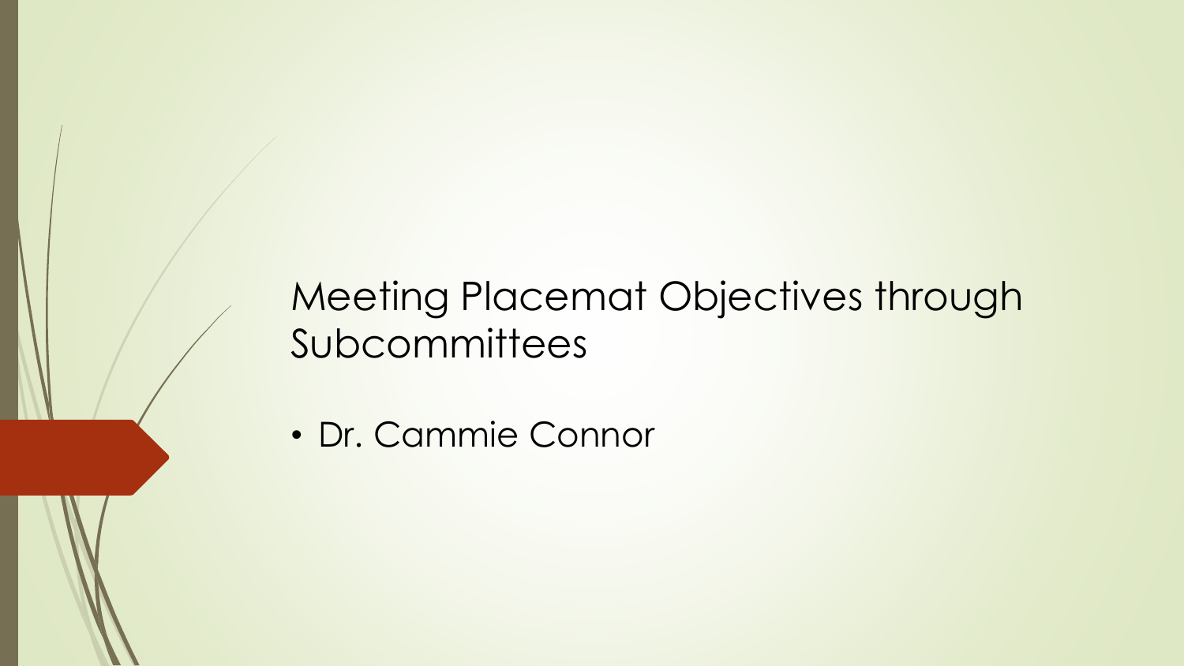# Meeting Placemat Objectives through Subcommittees

- Dr. Cammie Connor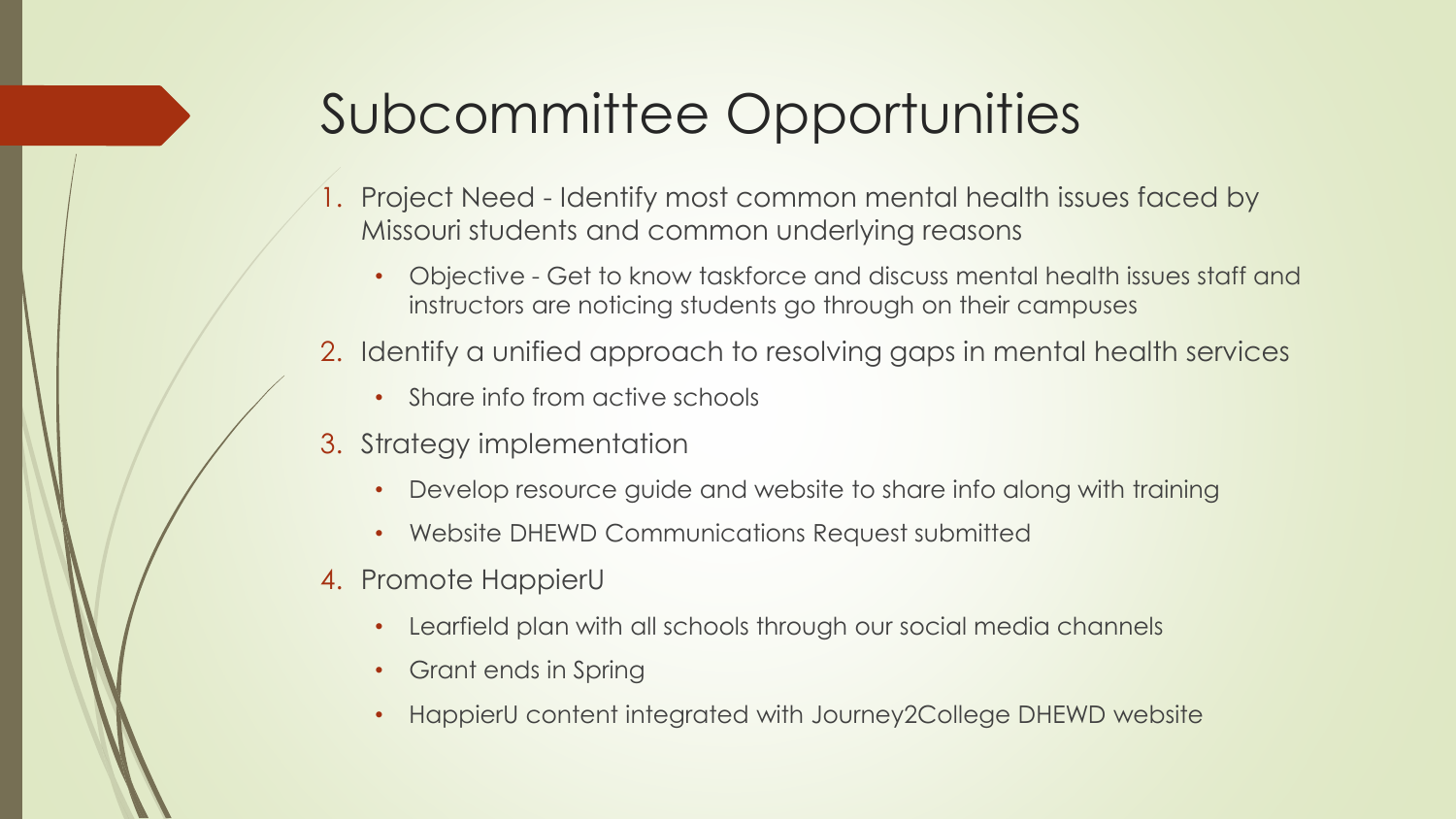# Subcommittee Opportunities

1. Project Need - Identify most common mental health issues faced by Missouri students and common underlying reasons
   - Objective - Get to know taskforce and discuss mental health issues staff and instructors are noticing students go through on their campuses
2. Identify a unified approach to resolving gaps in mental health services
   - Share info from active schools
3. Strategy implementation
   - Develop resource guide and website to share info along with training
   - Website DHEWD Communications Request submitted
4. Promote HappierU
   - Learfield plan with all schools through our social media channels
   - Grant ends in Spring
   - HappierU content integrated with Journey2College DHEWD website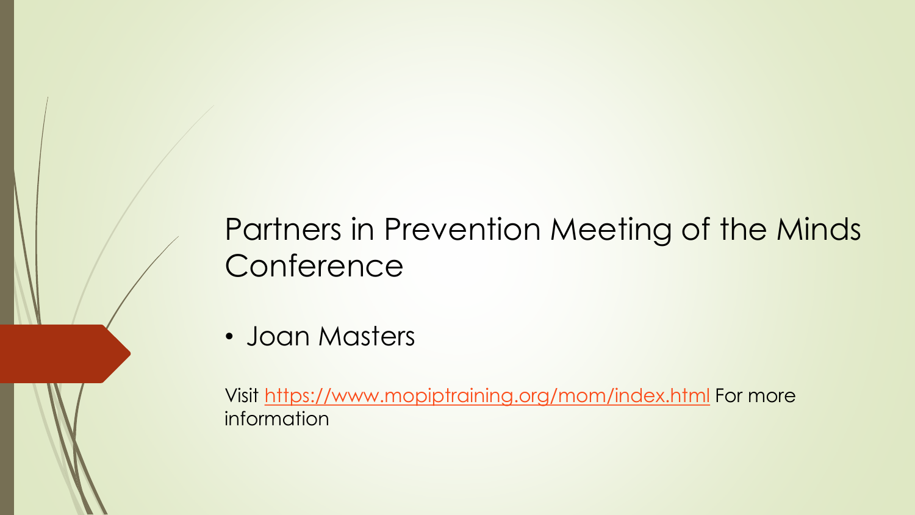# Partners in Prevention Meeting of the Minds Conference

- Joan Masters

Visit [https://www.mopiptraining.org/mom/index.html](https://www.mopiptraining.org/mom/index.html) For more information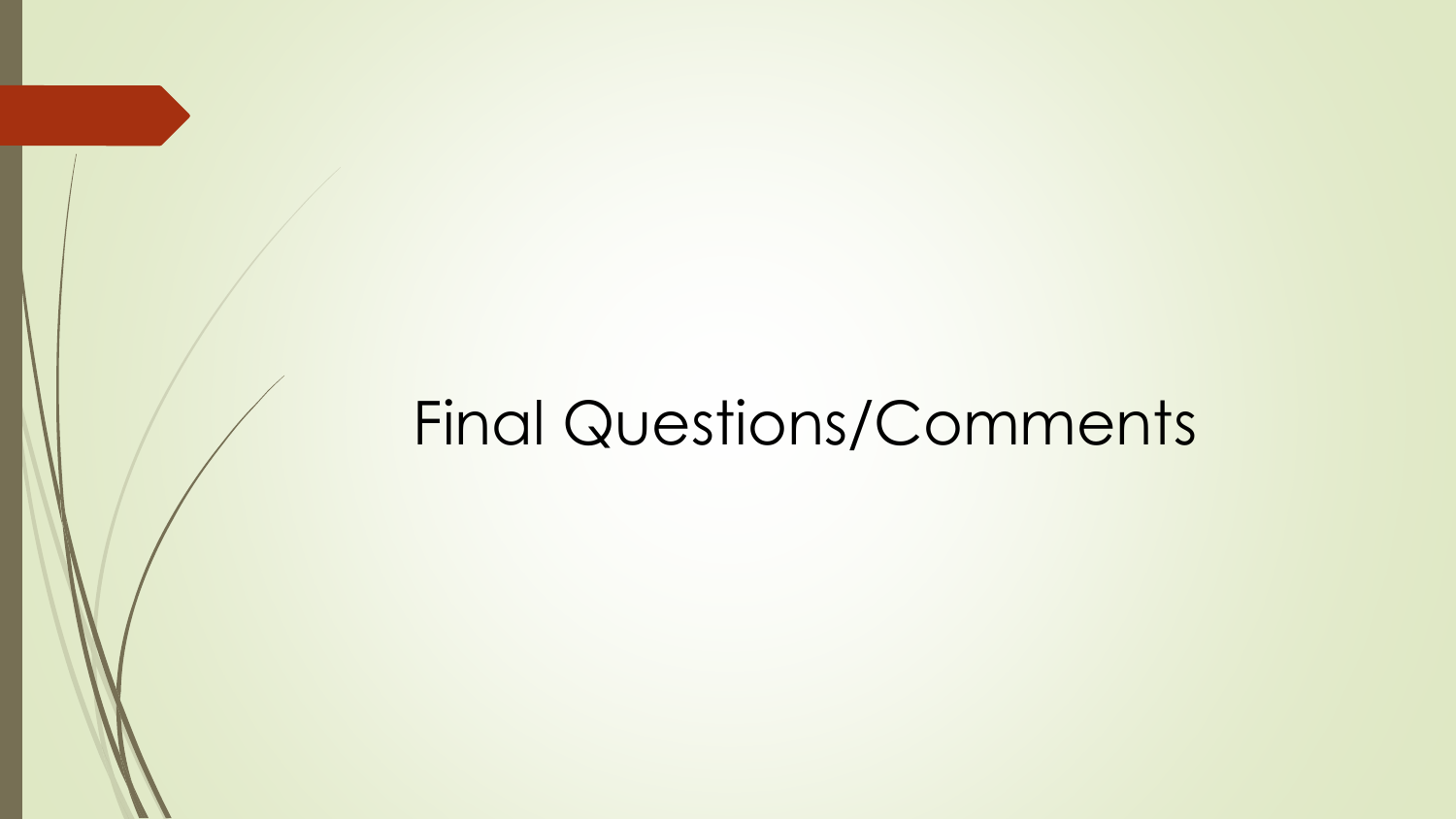# Final Questions/Comments